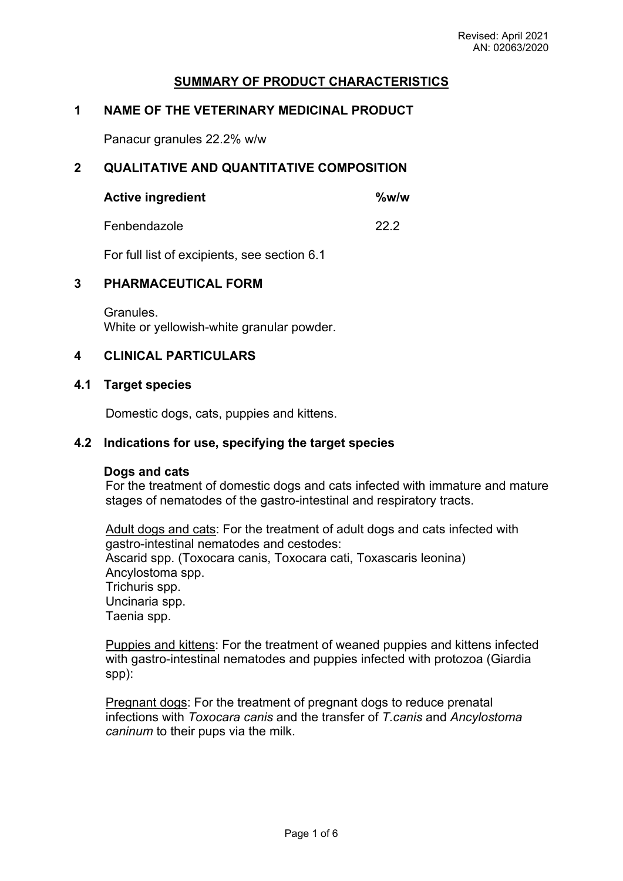Revised: April 2021
AN: 02063/2020

# SUMMARY OF PRODUCT CHARACTERISTICS

## 1 NAME OF THE VETERINARY MEDICINAL PRODUCT

Panacur granules 22.2% w/w

## 2 QUALITATIVE AND QUANTITATIVE COMPOSITION

| Active ingredient | %w/w |
|---|---|
| Fenbendazole | 22.2 |

For full list of excipients, see section 6.1

## 3 PHARMACEUTICAL FORM

Granules.
White or yellowish-white granular powder.

## 4 CLINICAL PARTICULARS

### 4.1 Target species

Domestic dogs, cats, puppies and kittens.

### 4.2 Indications for use, specifying the target species

**Dogs and cats**
For the treatment of domestic dogs and cats infected with immature and mature stages of nematodes of the gastro-intestinal and respiratory tracts.

Adult dogs and cats: For the treatment of adult dogs and cats infected with gastro-intestinal nematodes and cestodes:
Ascarid spp. (Toxocara canis, Toxocara cati, Toxascaris leonina)
Ancylostoma spp.
Trichuris spp.
Uncinaria spp.
Taenia spp.

Puppies and kittens: For the treatment of weaned puppies and kittens infected with gastro-intestinal nematodes and puppies infected with protozoa (Giardia spp):

Pregnant dogs: For the treatment of pregnant dogs to reduce prenatal infections with *Toxocara canis* and the transfer of *T.canis* and *Ancylostoma caninum* to their pups via the milk.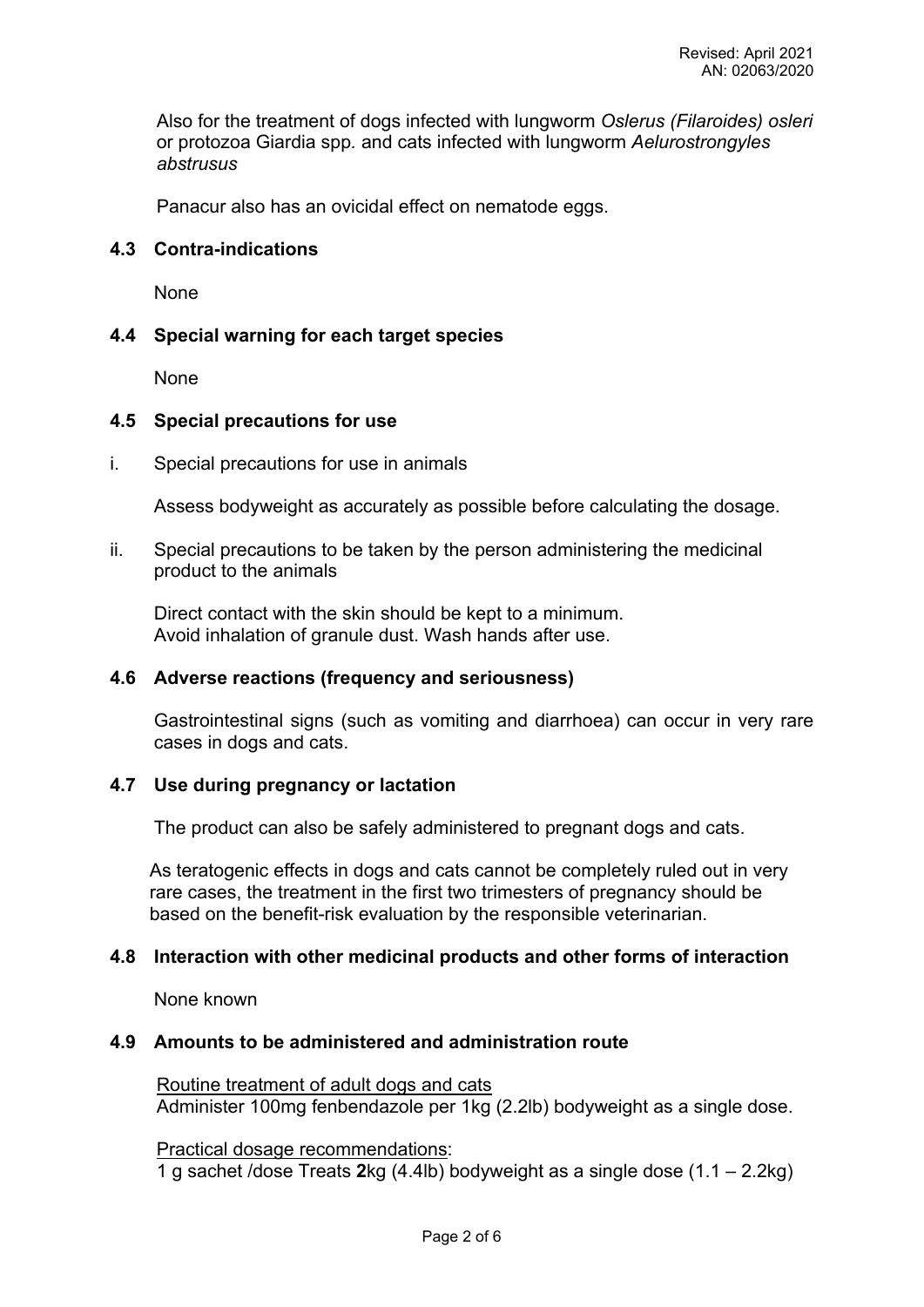Also for the treatment of dogs infected with lungworm *Oslerus (Filaroides) osleri* or protozoa Giardia spp. and cats infected with lungworm *Aelurostrongyles abstrusus*

Panacur also has an ovicidal effect on nematode eggs.

### 4.3 Contra-indications

None

### 4.4 Special warning for each target species

None

### 4.5 Special precautions for use

i. Special precautions for use in animals

Assess bodyweight as accurately as possible before calculating the dosage.

ii. Special precautions to be taken by the person administering the medicinal product to the animals

Direct contact with the skin should be kept to a minimum.
Avoid inhalation of granule dust. Wash hands after use.

### 4.6 Adverse reactions (frequency and seriousness)

Gastrointestinal signs (such as vomiting and diarrhoea) can occur in very rare cases in dogs and cats.

### 4.7 Use during pregnancy or lactation

The product can also be safely administered to pregnant dogs and cats.

As teratogenic effects in dogs and cats cannot be completely ruled out in very rare cases, the treatment in the first two trimesters of pregnancy should be based on the benefit-risk evaluation by the responsible veterinarian.

### 4.8 Interaction with other medicinal products and other forms of interaction

None known

### 4.9 Amounts to be administered and administration route

Routine treatment of adult dogs and cats
Administer 100mg fenbendazole per 1kg (2.2lb) bodyweight as a single dose.

Practical dosage recommendations:
1 g sachet /dose Treats **2**kg (4.4lb) bodyweight as a single dose (1.1 – 2.2kg)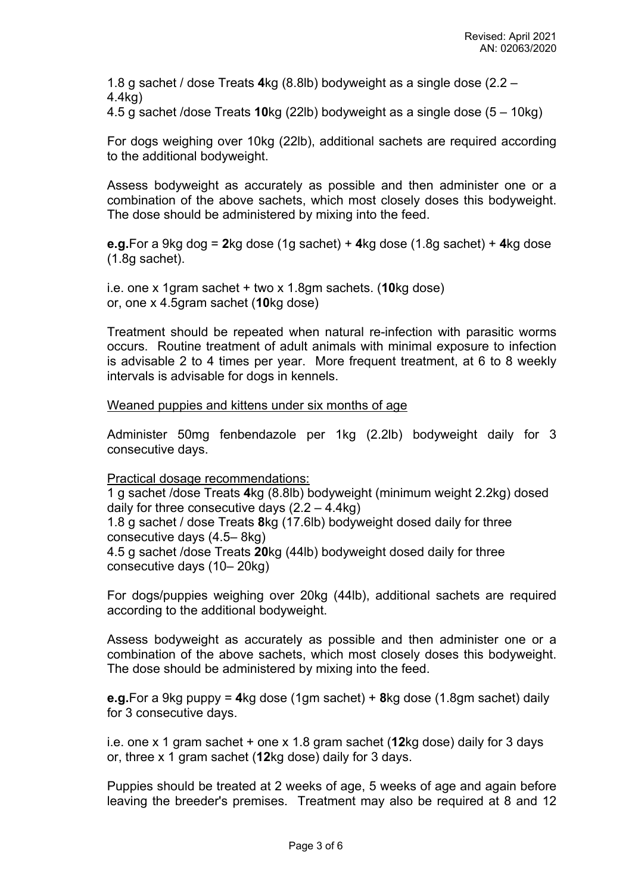1.8 g sachet / dose Treats **4**kg (8.8lb) bodyweight as a single dose (2.2 – 4.4kg)
4.5 g sachet /dose Treats **10**kg (22lb) bodyweight as a single dose (5 – 10kg)

For dogs weighing over 10kg (22lb), additional sachets are required according to the additional bodyweight.

Assess bodyweight as accurately as possible and then administer one or a combination of the above sachets, which most closely doses this bodyweight. The dose should be administered by mixing into the feed.

**e.g.**For a 9kg dog = **2**kg dose (1g sachet) + **4**kg dose (1.8g sachet) + **4**kg dose (1.8g sachet).

i.e. one x 1gram sachet + two x 1.8gm sachets. (**10**kg dose)
or, one x 4.5gram sachet (**10**kg dose)

Treatment should be repeated when natural re-infection with parasitic worms occurs. Routine treatment of adult animals with minimal exposure to infection is advisable 2 to 4 times per year. More frequent treatment, at 6 to 8 weekly intervals is advisable for dogs in kennels.

<u>Weaned puppies and kittens under six months of age</u>

Administer 50mg fenbendazole per 1kg (2.2lb) bodyweight daily for 3 consecutive days.

<u>Practical dosage recommendations:</u>
1 g sachet /dose Treats **4**kg (8.8lb) bodyweight (minimum weight 2.2kg) dosed daily for three consecutive days (2.2 – 4.4kg)
1.8 g sachet / dose Treats **8**kg (17.6lb) bodyweight dosed daily for three consecutive days (4.5– 8kg)
4.5 g sachet /dose Treats **20**kg (44lb) bodyweight dosed daily for three consecutive days (10– 20kg)

For dogs/puppies weighing over 20kg (44lb), additional sachets are required according to the additional bodyweight.

Assess bodyweight as accurately as possible and then administer one or a combination of the above sachets, which most closely doses this bodyweight. The dose should be administered by mixing into the feed.

**e.g.**For a 9kg puppy = **4**kg dose (1gm sachet) + **8**kg dose (1.8gm sachet) daily for 3 consecutive days.

i.e. one x 1 gram sachet + one x 1.8 gram sachet (**12**kg dose) daily for 3 days
or, three x 1 gram sachet (**12**kg dose) daily for 3 days.

Puppies should be treated at 2 weeks of age, 5 weeks of age and again before leaving the breeder's premises. Treatment may also be required at 8 and 12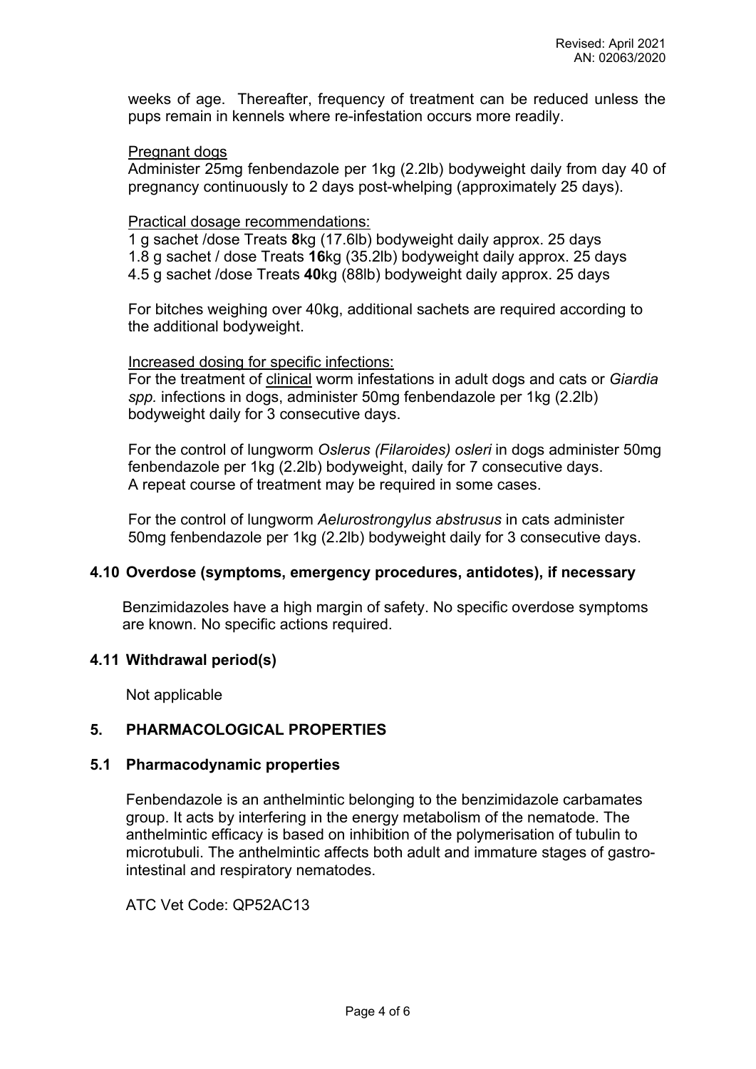weeks of age. Thereafter, frequency of treatment can be reduced unless the pups remain in kennels where re-infestation occurs more readily.

Pregnant dogs

Administer 25mg fenbendazole per 1kg (2.2lb) bodyweight daily from day 40 of pregnancy continuously to 2 days post-whelping (approximately 25 days).

Practical dosage recommendations:

1 g sachet /dose Treats **8**kg (17.6lb) bodyweight daily approx. 25 days
1.8 g sachet / dose Treats **16**kg (35.2lb) bodyweight daily approx. 25 days
4.5 g sachet /dose Treats **40**kg (88lb) bodyweight daily approx. 25 days

For bitches weighing over 40kg, additional sachets are required according to the additional bodyweight.

Increased dosing for specific infections:

For the treatment of clinical worm infestations in adult dogs and cats or *Giardia spp.* infections in dogs, administer 50mg fenbendazole per 1kg (2.2lb) bodyweight daily for 3 consecutive days.

For the control of lungworm *Oslerus (Filaroides) osleri* in dogs administer 50mg fenbendazole per 1kg (2.2lb) bodyweight, daily for 7 consecutive days. A repeat course of treatment may be required in some cases.

For the control of lungworm *Aelurostrongylus abstrusus* in cats administer 50mg fenbendazole per 1kg (2.2lb) bodyweight daily for 3 consecutive days.

### 4.10 Overdose (symptoms, emergency procedures, antidotes), if necessary

Benzimidazoles have a high margin of safety. No specific overdose symptoms are known. No specific actions required.

### 4.11 Withdrawal period(s)

Not applicable

## 5. PHARMACOLOGICAL PROPERTIES

### 5.1 Pharmacodynamic properties

Fenbendazole is an anthelmintic belonging to the benzimidazole carbamates group. It acts by interfering in the energy metabolism of the nematode. The anthelmintic efficacy is based on inhibition of the polymerisation of tubulin to microtubuli. The anthelmintic affects both adult and immature stages of gastro-intestinal and respiratory nematodes.

ATC Vet Code: QP52AC13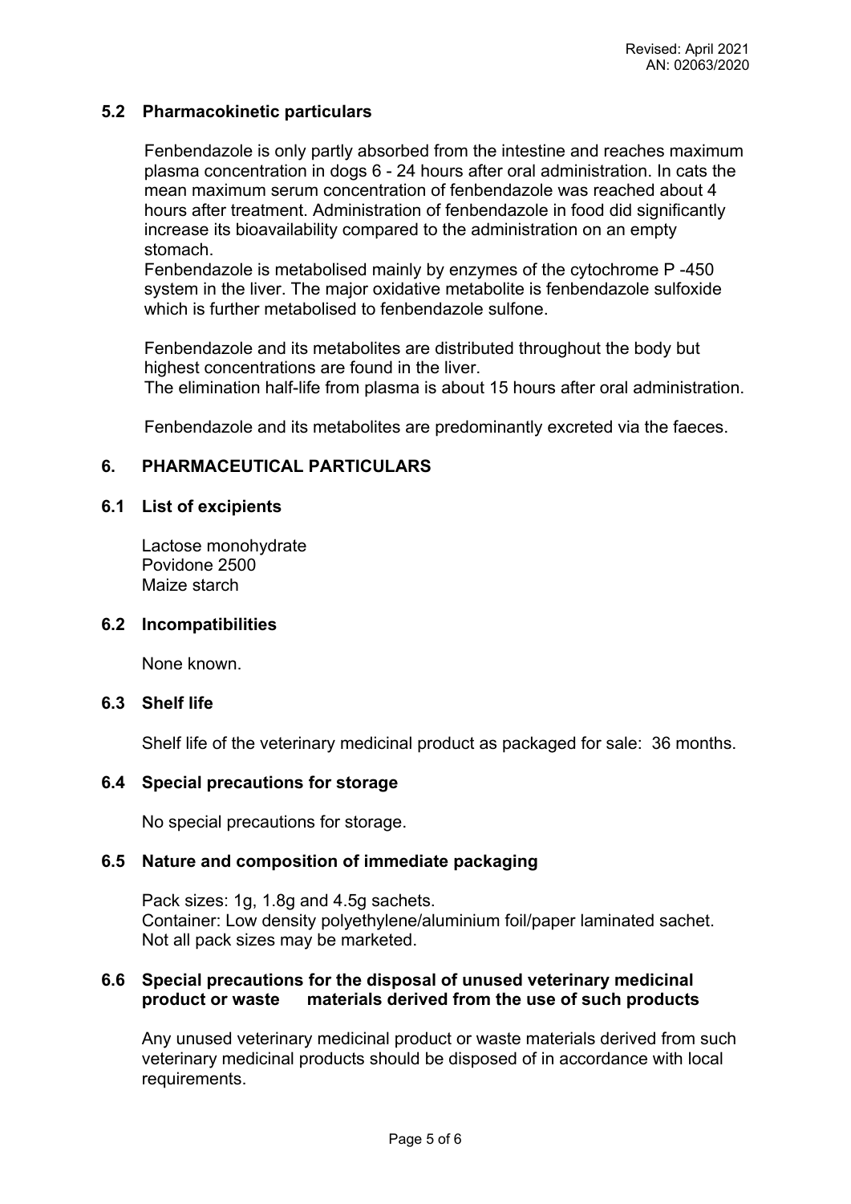## 5.2 Pharmacokinetic particulars

Fenbendazole is only partly absorbed from the intestine and reaches maximum plasma concentration in dogs 6 - 24 hours after oral administration. In cats the mean maximum serum concentration of fenbendazole was reached about 4 hours after treatment. Administration of fenbendazole in food did significantly increase its bioavailability compared to the administration on an empty stomach.
Fenbendazole is metabolised mainly by enzymes of the cytochrome P -450 system in the liver. The major oxidative metabolite is fenbendazole sulfoxide which is further metabolised to fenbendazole sulfone.

Fenbendazole and its metabolites are distributed throughout the body but highest concentrations are found in the liver.
The elimination half-life from plasma is about 15 hours after oral administration.

Fenbendazole and its metabolites are predominantly excreted via the faeces.

# 6. PHARMACEUTICAL PARTICULARS

## 6.1 List of excipients

Lactose monohydrate
Povidone 2500
Maize starch

## 6.2 Incompatibilities

None known.

## 6.3 Shelf life

Shelf life of the veterinary medicinal product as packaged for sale: 36 months.

## 6.4 Special precautions for storage

No special precautions for storage.

## 6.5 Nature and composition of immediate packaging

Pack sizes: 1g, 1.8g and 4.5g sachets.
Container: Low density polyethylene/aluminium foil/paper laminated sachet.
Not all pack sizes may be marketed.

## 6.6 Special precautions for the disposal of unused veterinary medicinal product or waste materials derived from the use of such products

Any unused veterinary medicinal product or waste materials derived from such veterinary medicinal products should be disposed of in accordance with local requirements.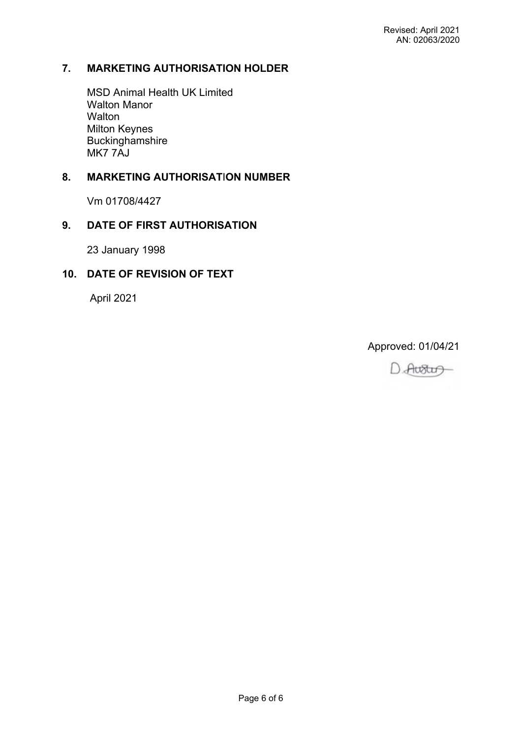## 7. MARKETING AUTHORISATION HOLDER

MSD Animal Health UK Limited
Walton Manor
Walton
Milton Keynes
Buckinghamshire
MK7 7AJ

## 8. MARKETING AUTHORISATION NUMBER

Vm 01708/4427

## 9. DATE OF FIRST AUTHORISATION

23 January 1998

## 10. DATE OF REVISION OF TEXT

April 2021

Approved: 01/04/21

D. Austin